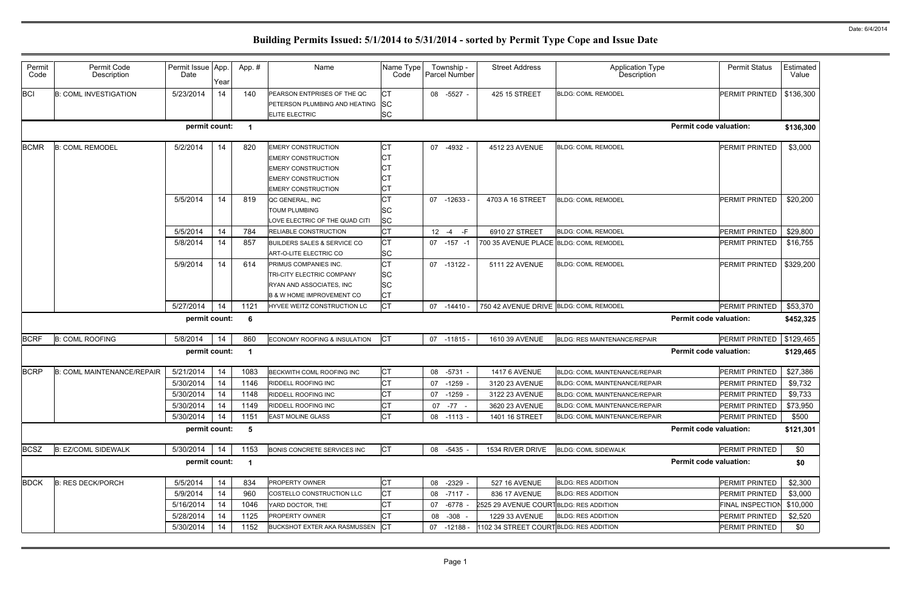Date: 6/4/2014

# Building Permits Issued: 5/1/2014 to 5/31/2014 - sorted by Permit Type Cope and Issue Date

| Permit Code | Permit Code Description | Permit Issue Date | App. Year | App. # | Name | Name Type Code | Township - Parcel Number | Street Address | Application Type Description | Permit Status | Estimated Value |
|---|---|---|---|---|---|---|---|---|---|---|---|
| BCI | B: COML INVESTIGATION | 5/23/2014 | 14 | 140 | PEARSON ENTPRISES OF THE QC | CT | 08 -5527 - | 425 15 STREET | BLDG: COML REMODEL | PERMIT PRINTED | $136,300 |
| | | | | | PETERSON PLUMBING AND HEATING | SC | | | | | |
| | | | | | ELITE ELECTRIC | SC | | | | | |
| | | **permit count:** | | **1** | | | | | **Permit code valuation:** | | **$136,300** |
| BCMR | B: COML REMODEL | 5/2/2014 | 14 | 820 | EMERY CONSTRUCTION | CT | 07 -4932 - | 4512 23 AVENUE | BLDG: COML REMODEL | PERMIT PRINTED | $3,000 |
| | | | | | EMERY CONSTRUCTION | CT | | | | | |
| | | | | | EMERY CONSTRUCTION | CT | | | | | |
| | | | | | EMERY CONSTRUCTION | CT | | | | | |
| | | | | | EMERY CONSTRUCTION | CT | | | | | |
| | | 5/5/2014 | 14 | 819 | QC GENERAL, INC | CT | 07 -12633 - | 4703 A 16 STREET | BLDG: COML REMODEL | PERMIT PRINTED | $20,200 |
| | | | | | TOUM PLUMBING | SC | | | | | |
| | | | | | LOVE ELECTRIC OF THE QUAD CITI | SC | | | | | |
| | | 5/5/2014 | 14 | 784 | RELIABLE CONSTRUCTION | CT | 12 -4 -F | 6910 27 STREET | BLDG: COML REMODEL | PERMIT PRINTED | $29,800 |
| | | 5/8/2014 | 14 | 857 | BUILDERS SALES & SERVICE CO | CT | 07 -157 -1 | 700 35 AVENUE PLACE | BLDG: COML REMODEL | PERMIT PRINTED | $16,755 |
| | | | | | ART-O-LITE ELECTRIC CO | SC | | | | | |
| | | 5/9/2014 | 14 | 614 | PRIMUS COMPANIES INC. | CT | 07 -13122 - | 5111 22 AVENUE | BLDG: COML REMODEL | PERMIT PRINTED | $329,200 |
| | | | | | TRI-CITY ELECTRIC COMPANY | SC | | | | | |
| | | | | | RYAN AND ASSOCIATES, INC | SC | | | | | |
| | | | | | B & W HOME IMPROVEMENT CO | CT | | | | | |
| | | 5/27/2014 | 14 | 1121 | HYVEE WEITZ CONSTRUCTION LC | CT | 07 -14410 - | 750 42 AVENUE DRIVE | BLDG: COML REMODEL | PERMIT PRINTED | $53,370 |
| | | **permit count:** | | **6** | | | | | **Permit code valuation:** | | **$452,325** |
| BCRF | B: COML ROOFING | 5/8/2014 | 14 | 860 | ECONOMY ROOFING & INSULATION | CT | 07 -11815 - | 1610 39 AVENUE | BLDG: RES MAINTENANCE/REPAIR | PERMIT PRINTED | $129,465 |
| | | **permit count:** | | **1** | | | | | **Permit code valuation:** | | **$129,465** |
| BCRP | B: COML MAINTENANCE/REPAIR | 5/21/2014 | 14 | 1083 | BECKWITH COML ROOFING INC | CT | 08 -5731 - | 1417 6 AVENUE | BLDG: COML MAINTENANCE/REPAIR | PERMIT PRINTED | $27,386 |
| | | 5/30/2014 | 14 | 1146 | RIDDELL ROOFING INC | CT | 07 -1259 - | 3120 23 AVENUE | BLDG: COML MAINTENANCE/REPAIR | PERMIT PRINTED | $9,732 |
| | | 5/30/2014 | 14 | 1148 | RIDDELL ROOFING INC | CT | 07 -1259 - | 3122 23 AVENUE | BLDG: COML MAINTENANCE/REPAIR | PERMIT PRINTED | $9,733 |
| | | 5/30/2014 | 14 | 1149 | RIDDELL ROOFING INC | CT | 07 -77 - | 3620 23 AVENUE | BLDG: COML MAINTENANCE/REPAIR | PERMIT PRINTED | $73,950 |
| | | 5/30/2014 | 14 | 1151 | EAST MOLINE GLASS | CT | 08 -1113 - | 1401 16 STREET | BLDG: COML MAINTENANCE/REPAIR | PERMIT PRINTED | $500 |
| | | **permit count:** | | **5** | | | | | **Permit code valuation:** | | **$121,301** |
| BCSZ | B: EZ/COML SIDEWALK | 5/30/2014 | 14 | 1153 | BONIS CONCRETE SERVICES INC | CT | 08 -5435 - | 1534 RIVER DRIVE | BLDG: COML SIDEWALK | PERMIT PRINTED | $0 |
| | | **permit count:** | | **1** | | | | | **Permit code valuation:** | | **$0** |
| BDCK | B: RES DECK/PORCH | 5/5/2014 | 14 | 834 | PROPERTY OWNER | CT | 08 -2329 - | 527 16 AVENUE | BLDG: RES ADDITION | PERMIT PRINTED | $2,300 |
| | | 5/9/2014 | 14 | 960 | COSTELLO CONSTRUCTION LLC | CT | 08 -7117 - | 836 17 AVENUE | BLDG: RES ADDITION | PERMIT PRINTED | $3,000 |
| | | 5/16/2014 | 14 | 1046 | YARD DOCTOR, THE | CT | 07 -6778 - | 2525 29 AVENUE COURT | BLDG: RES ADDITION | FINAL INSPECTION | $10,000 |
| | | 5/28/2014 | 14 | 1125 | PROPERTY OWNER | CT | 08 -308 - | 1229 33 AVENUE | BLDG: RES ADDITION | PERMIT PRINTED | $2,520 |
| | | 5/30/2014 | 14 | 1152 | BUCKSHOT EXTER AKA RASMUSSEN | CT | 07 -12188 - | 1102 34 STREET COURT | BLDG: RES ADDITION | PERMIT PRINTED | $0 |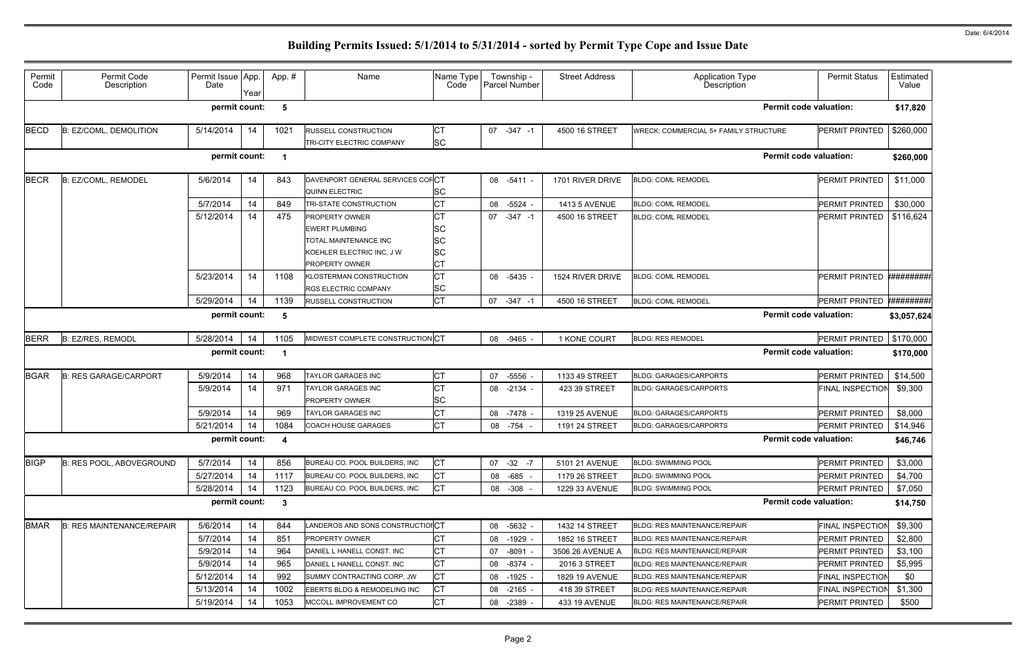# Building Permits Issued: 5/1/2014 to 5/31/2014 - sorted by Permit Type Cope and Issue Date

| Permit Code | Permit Code Description | Permit Issue Date | App. Year | App. # | Name | Name Type Code | Township - Parcel Number | Street Address | Application Type Description | Permit Status | Estimated Value |
|---|---|---|---|---|---|---|---|---|---|---|---|
| | | permit count: | | 5 | | | | | Permit code valuation: | | $17,820 |
| BECD | B: EZ/COML, DEMOLITION | 5/14/2014 | 14 | 1021 | RUSSELL CONSTRUCTION | CT | 07 -347 -1 | 4500 16 STREET | WRECK: COMMERCIAL 5+ FAMILY STRUCTURE | PERMIT PRINTED | $260,000 |
| | | | | | TRI-CITY ELECTRIC COMPANY | SC | | | | | |
| | | permit count: | | 1 | | | | | Permit code valuation: | | $260,000 |
| BECR | B: EZ/COML, REMODEL | 5/6/2014 | 14 | 843 | DAVENPORT GENERAL SERVICES COR | CT | 08 -5411 - | 1701 RIVER DRIVE | BLDG: COML REMODEL | PERMIT PRINTED | $11,000 |
| | | | | | QUINN ELECTRIC | SC | | | | | |
| | | 5/7/2014 | 14 | 849 | TRI-STATE CONSTRUCTION | CT | 08 -5524 - | 1413 5 AVENUE | BLDG: COML REMODEL | PERMIT PRINTED | $30,000 |
| | | 5/12/2014 | 14 | 475 | PROPERTY OWNER | CT | 07 -347 -1 | 4500 16 STREET | BLDG: COML REMODEL | PERMIT PRINTED | $116,624 |
| | | | | | EWERT PLUMBING | SC | | | | | |
| | | | | | TOTAL MAINTENANCE INC | SC | | | | | |
| | | | | | KOEHLER ELECTRIC INC, J W | SC | | | | | |
| | | | | | PROPERTY OWNER | CT | | | | | |
| | | 5/23/2014 | 14 | 1108 | KLOSTERMAN CONSTRUCTION | CT | 08 -5435 - | 1524 RIVER DRIVE | BLDG: COML REMODEL | PERMIT PRINTED | ######### |
| | | | | | RGS ELECTRIC COMPANY | SC | | | | | |
| | | 5/29/2014 | 14 | 1139 | RUSSELL CONSTRUCTION | CT | 07 -347 -1 | 4500 16 STREET | BLDG: COML REMODEL | PERMIT PRINTED | ######### |
| | | permit count: | | 5 | | | | | Permit code valuation: | | $3,057,624 |
| BERR | B: EZ/RES, REMODL | 5/28/2014 | 14 | 1105 | MIDWEST COMPLETE CONSTRUCTION | CT | 08 -9465 - | 1 KONE COURT | BLDG: RES REMODEL | PERMIT PRINTED | $170,000 |
| | | permit count: | | 1 | | | | | Permit code valuation: | | $170,000 |
| BGAR | B: RES GARAGE/CARPORT | 5/9/2014 | 14 | 968 | TAYLOR GARAGES INC | CT | 07 -5556 - | 1133 49 STREET | BLDG: GARAGES/CARPORTS | PERMIT PRINTED | $14,500 |
| | | 5/9/2014 | 14 | 971 | TAYLOR GARAGES INC | CT | 08 -2134 - | 423 39 STREET | BLDG: GARAGES/CARPORTS | FINAL INSPECTION | $9,300 |
| | | | | | PROPERTY OWNER | SC | | | | | |
| | | 5/9/2014 | 14 | 969 | TAYLOR GARAGES INC | CT | 08 -7478 - | 1319 25 AVENUE | BLDG: GARAGES/CARPORTS | PERMIT PRINTED | $8,000 |
| | | 5/21/2014 | 14 | 1084 | COACH HOUSE GARAGES | CT | 08 -754 - | 1191 24 STREET | BLDG: GARAGES/CARPORTS | PERMIT PRINTED | $14,946 |
| | | permit count: | | 4 | | | | | Permit code valuation: | | $46,746 |
| BIGP | B: RES POOL, ABOVEGROUND | 5/7/2014 | 14 | 856 | BUREAU CO. POOL BUILDERS, INC | CT | 07 -32 -7 | 5101 21 AVENUE | BLDG: SWIMMING POOL | PERMIT PRINTED | $3,000 |
| | | 5/27/2014 | 14 | 1117 | BUREAU CO. POOL BUILDERS, INC | CT | 08 -685 - | 1179 26 STREET | BLDG: SWIMMING POOL | PERMIT PRINTED | $4,700 |
| | | 5/28/2014 | 14 | 1123 | BUREAU CO. POOL BUILDERS, INC | CT | 08 -308 - | 1229 33 AVENUE | BLDG: SWIMMING POOL | PERMIT PRINTED | $7,050 |
| | | permit count: | | 3 | | | | | Permit code valuation: | | $14,750 |
| BMAR | B: RES MAINTENANCE/REPAIR | 5/6/2014 | 14 | 844 | LANDEROS AND SONS CONSTRUCTIO | CT | 08 -5632 - | 1432 14 STREET | BLDG: RES MAINTENANCE/REPAIR | FINAL INSPECTION | $9,300 |
| | | 5/7/2014 | 14 | 851 | PROPERTY OWNER | CT | 08 -1929 - | 1852 16 STREET | BLDG: RES MAINTENANCE/REPAIR | PERMIT PRINTED | $2,800 |
| | | 5/9/2014 | 14 | 964 | DANIEL L HANELL CONST. INC | CT | 07 -8091 - | 3506 26 AVENUE A | BLDG: RES MAINTENANCE/REPAIR | PERMIT PRINTED | $3,100 |
| | | 5/9/2014 | 14 | 965 | DANIEL L HANELL CONST. INC | CT | 08 -8374 - | 2016 3 STREET | BLDG: RES MAINTENANCE/REPAIR | PERMIT PRINTED | $5,995 |
| | | 5/12/2014 | 14 | 992 | SUMMY CONTRACTING CORP, JW | CT | 08 -1925 - | 1829 19 AVENUE | BLDG: RES MAINTENANCE/REPAIR | FINAL INSPECTION | $0 |
| | | 5/13/2014 | 14 | 1002 | EBERTS BLDG & REMODELING INC | CT | 08 -2165 - | 418 39 STREET | BLDG: RES MAINTENANCE/REPAIR | FINAL INSPECTION | $1,300 |
| | | 5/19/2014 | 14 | 1053 | MCCOLL IMPROVEMENT CO | CT | 08 -2389 - | 433 19 AVENUE | BLDG: RES MAINTENANCE/REPAIR | PERMIT PRINTED | $500 |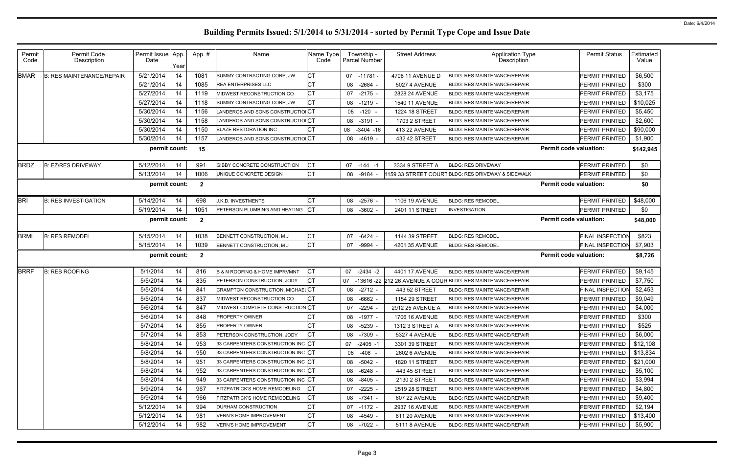# Building Permits Issued: 5/1/2014 to 5/31/2014 - sorted by Permit Type Cope and Issue Date

Date: 6/4/2014

| Permit Code | Permit Code Description | Permit Issue Date | App. Year | App. # | Name | Name Type Code | Township - Parcel Number | Street Address | Application Type Description | Permit Status | Estimated Value |
|---|---|---|---|---|---|---|---|---|---|---|---|
| BMAR | B: RES MAINTENANCE/REPAIR | 5/21/2014 | 14 | 1081 | SUMMY CONTRACTING CORP, JW | CT | 07 -11781 - | 4708 11 AVENUE D | BLDG: RES MAINTENANCE/REPAIR | PERMIT PRINTED | $6,500 |
| | | 5/21/2014 | 14 | 1085 | REA ENTERPRISES LLC | CT | 08 -2684 - | 5027 4 AVENUE | BLDG: RES MAINTENANCE/REPAIR | PERMIT PRINTED | $300 |
| | | 5/27/2014 | 14 | 1119 | MIDWEST RECONSTRUCTION CO | CT | 07 -2175 - | 2828 24 AVENUE | BLDG: RES MAINTENANCE/REPAIR | PERMIT PRINTED | $3,175 |
| | | 5/27/2014 | 14 | 1118 | SUMMY CONTRACTING CORP, JW | CT | 08 -1219 - | 1540 11 AVENUE | BLDG: RES MAINTENANCE/REPAIR | PERMIT PRINTED | $10,025 |
| | | 5/30/2014 | 14 | 1156 | LANDEROS AND SONS CONSTRUCTIO | CT | 08 -120 - | 1224 18 STREET | BLDG: RES MAINTENANCE/REPAIR | PERMIT PRINTED | $5,450 |
| | | 5/30/2014 | 14 | 1158 | LANDEROS AND SONS CONSTRUCTIO | CT | 08 -3191 - | 1703 2 STREET | BLDG: RES MAINTENANCE/REPAIR | PERMIT PRINTED | $2,600 |
| | | 5/30/2014 | 14 | 1150 | BLAZE RESTORATION INC | CT | 08 -3404 -16 | 413 22 AVENUE | BLDG: RES MAINTENANCE/REPAIR | PERMIT PRINTED | $90,000 |
| | | 5/30/2014 | 14 | 1157 | LANDEROS AND SONS CONSTRUCTIO | CT | 08 -4619 - | 432 42 STREET | BLDG: RES MAINTENANCE/REPAIR | PERMIT PRINTED | $1,900 |
| | | permit count: | | 15 | | | | | Permit code valuation: | | $142,945 |
| BRDZ | B: EZ/RES DRIVEWAY | 5/12/2014 | 14 | 991 | GIBBY CONCRETE CONSTRUCTION | CT | 07 -144 -1 | 3334 9 STREET A | BLDG: RES DRIVEWAY | PERMIT PRINTED | $0 |
| | | 5/13/2014 | 14 | 1006 | UNIQUE CONCRETE DESIGN | CT | 08 -9184 - | 1159 33 STREET COURT | BLDG: RES DRIVEWAY & SIDEWALK | PERMIT PRINTED | $0 |
| | | permit count: | | 2 | | | | | Permit code valuation: | | $0 |
| BRI | B: RES INVESTIGATION | 5/14/2014 | 14 | 698 | J.K.D. INVESTMENTS | CT | 08 -2576 - | 1106 19 AVENUE | BLDG: RES REMODEL | PERMIT PRINTED | $48,000 |
| | | 5/19/2014 | 14 | 1051 | PETERSON PLUMBING AND HEATING | CT | 08 -3602 - | 2401 11 STREET | INVESTIGATION | PERMIT PRINTED | $0 |
| | | permit count: | | 2 | | | | | Permit code valuation: | | $48,000 |
| BRML | B: RES REMODEL | 5/15/2014 | 14 | 1038 | BENNETT CONSTRUCTION, M J | CT | 07 -6424 - | 1144 39 STREET | BLDG: RES REMODEL | FINAL INSPECTION | $823 |
| | | 5/15/2014 | 14 | 1039 | BENNETT CONSTRUCTION, M J | CT | 07 -9994 - | 4201 35 AVENUE | BLDG: RES REMODEL | FINAL INSPECTION | $7,903 |
| | | permit count: | | 2 | | | | | Permit code valuation: | | $8,726 |
| BRRF | B: RES ROOFING | 5/1/2014 | 14 | 816 | B & N ROOFING & HOME IMPRVMNT | CT | 07 -2434 -2 | 4401 17 AVENUE | BLDG: RES MAINTENANCE/REPAIR | PERMIT PRINTED | $9,145 |
| | | 5/5/2014 | 14 | 835 | PETERSON CONSTRUCTION, JODY | CT | 07 -13616 -22 | 212 26 AVENUE A COUR | BLDG: RES MAINTENANCE/REPAIR | PERMIT PRINTED | $7,750 |
| | | 5/5/2014 | 14 | 841 | CRAMPTON CONSTRUCTION, MICHAEL | CT | 08 -2712 - | 443 52 STREET | BLDG: RES MAINTENANCE/REPAIR | FINAL INSPECTION | $2,453 |
| | | 5/5/2014 | 14 | 837 | MIDWEST RECONSTRUCTION CO | CT | 08 -6662 - | 1154 29 STREET | BLDG: RES MAINTENANCE/REPAIR | PERMIT PRINTED | $9,049 |
| | | 5/6/2014 | 14 | 847 | MIDWEST COMPLETE CONSTRUCTION | CT | 07 -2294 - | 2912 25 AVENUE A | BLDG: RES MAINTENANCE/REPAIR | PERMIT PRINTED | $4,000 |
| | | 5/6/2014 | 14 | 848 | PROPERTY OWNER | CT | 08 -1977 - | 1706 16 AVENUE | BLDG: RES MAINTENANCE/REPAIR | PERMIT PRINTED | $300 |
| | | 5/7/2014 | 14 | 855 | PROPERTY OWNER | CT | 08 -5239 - | 1312 3 STREET A | BLDG: RES MAINTENANCE/REPAIR | PERMIT PRINTED | $525 |
| | | 5/7/2014 | 14 | 853 | PETERSON CONSTRUCTION, JODY | CT | 08 -7309 - | 5327 4 AVENUE | BLDG: RES MAINTENANCE/REPAIR | PERMIT PRINTED | $6,000 |
| | | 5/8/2014 | 14 | 953 | 33 CARPENTERS CONSTRUCTION INC | CT | 07 -2405 -1 | 3301 39 STREET | BLDG: RES MAINTENANCE/REPAIR | PERMIT PRINTED | $12,108 |
| | | 5/8/2014 | 14 | 950 | 33 CARPENTERS CONSTRUCTION INC | CT | 08 -408 - | 2602 6 AVENUE | BLDG: RES MAINTENANCE/REPAIR | PERMIT PRINTED | $13,834 |
| | | 5/8/2014 | 14 | 951 | 33 CARPENTERS CONSTRUCTION INC | CT | 08 -5042 - | 1820 11 STREET | BLDG: RES MAINTENANCE/REPAIR | PERMIT PRINTED | $21,000 |
| | | 5/8/2014 | 14 | 952 | 33 CARPENTERS CONSTRUCTION INC | CT | 08 -6248 - | 443 45 STREET | BLDG: RES MAINTENANCE/REPAIR | PERMIT PRINTED | $5,100 |
| | | 5/8/2014 | 14 | 949 | 33 CARPENTERS CONSTRUCTION INC | CT | 08 -8405 - | 2130 2 STREET | BLDG: RES MAINTENANCE/REPAIR | PERMIT PRINTED | $3,994 |
| | | 5/9/2014 | 14 | 967 | FITZPATRICK'S HOME REMODELING | CT | 07 -2225 - | 2519 28 STREET | BLDG: RES MAINTENANCE/REPAIR | PERMIT PRINTED | $4,800 |
| | | 5/9/2014 | 14 | 966 | FITZPATRICK'S HOME REMODELING | CT | 08 -7341 - | 607 22 AVENUE | BLDG: RES MAINTENANCE/REPAIR | PERMIT PRINTED | $9,400 |
| | | 5/12/2014 | 14 | 994 | DURHAM CONSTRUCTION | CT | 07 -1172 - | 2937 16 AVENUE | BLDG: RES MAINTENANCE/REPAIR | PERMIT PRINTED | $2,194 |
| | | 5/12/2014 | 14 | 981 | VERN'S HOME IMPROVEMENT | CT | 08 -4549 - | 811 20 AVENUE | BLDG: RES MAINTENANCE/REPAIR | PERMIT PRINTED | $13,400 |
| | | 5/12/2014 | 14 | 982 | VERN'S HOME IMPROVEMENT | CT | 08 -7022 - | 5111 8 AVENUE | BLDG: RES MAINTENANCE/REPAIR | PERMIT PRINTED | $5,900 |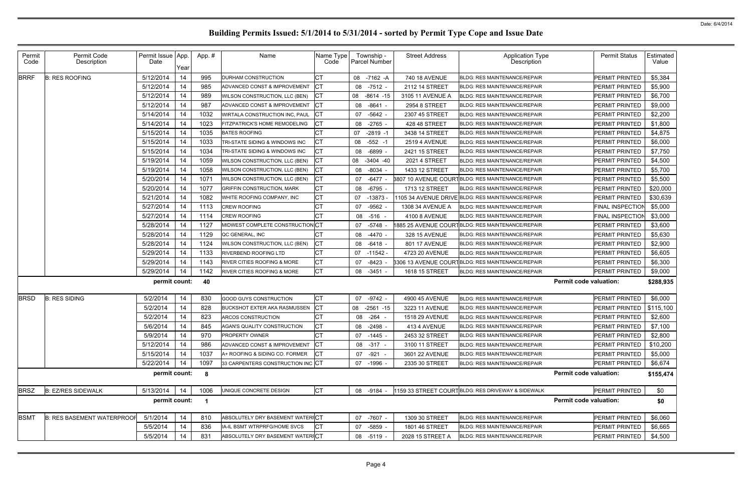# Building Permits Issued: 5/1/2014 to 5/31/2014 - sorted by Permit Type Cope and Issue Date

Date: 6/4/2014

| Permit Code | Permit Code Description | Permit Issue Date | App. Year | App. # | Name | Name Type Code | Township - Parcel Number | Street Address | Application Type Description | Permit Status | Estimated Value |
|---|---|---|---|---|---|---|---|---|---|---|---|
| BRRF | B: RES ROOFING | 5/12/2014 | 14 | 995 | DURHAM CONSTRUCTION | CT | 08 -7162 -A | 740 18 AVENUE | BLDG: RES MAINTENANCE/REPAIR | PERMIT PRINTED | $5,384 |
| | | 5/12/2014 | 14 | 985 | ADVANCED CONST & IMPROVEMENT | CT | 08 -7512 - | 2112 14 STREET | BLDG: RES MAINTENANCE/REPAIR | PERMIT PRINTED | $5,900 |
| | | 5/12/2014 | 14 | 989 | WILSON CONSTRUCTION, LLC (BEN) | CT | 08 -8614 -15 | 3105 11 AVENUE A | BLDG: RES MAINTENANCE/REPAIR | PERMIT PRINTED | $6,700 |
| | | 5/12/2014 | 14 | 987 | ADVANCED CONST & IMPROVEMENT | CT | 08 -8641 - | 2954 8 STREET | BLDG: RES MAINTENANCE/REPAIR | PERMIT PRINTED | $9,000 |
| | | 5/14/2014 | 14 | 1032 | WIRTALA CONSTRUCTION INC, PAUL | CT | 07 -5642 - | 2307 45 STREET | BLDG: RES MAINTENANCE/REPAIR | PERMIT PRINTED | $2,200 |
| | | 5/14/2014 | 14 | 1023 | FITZPATRICK'S HOME REMODELING | CT | 08 -2765 - | 428 48 STREET | BLDG: RES MAINTENANCE/REPAIR | PERMIT PRINTED | $1,800 |
| | | 5/15/2014 | 14 | 1035 | BATES ROOFING | CT | 07 -2819 -1 | 3438 14 STREET | BLDG: RES MAINTENANCE/REPAIR | PERMIT PRINTED | $4,875 |
| | | 5/15/2014 | 14 | 1033 | TRI-STATE SIDING & WINDOWS INC | CT | 08 -552 -1 | 2519 4 AVENUE | BLDG: RES MAINTENANCE/REPAIR | PERMIT PRINTED | $6,000 |
| | | 5/15/2014 | 14 | 1034 | TRI-STATE SIDING & WINDOWS INC | CT | 08 -6899 - | 2421 15 STREET | BLDG: RES MAINTENANCE/REPAIR | PERMIT PRINTED | $7,750 |
| | | 5/19/2014 | 14 | 1059 | WILSON CONSTRUCTION, LLC (BEN) | CT | 08 -3404 -40 | 2021 4 STREET | BLDG: RES MAINTENANCE/REPAIR | PERMIT PRINTED | $4,500 |
| | | 5/19/2014 | 14 | 1058 | WILSON CONSTRUCTION, LLC (BEN) | CT | 08 -8034 - | 1433 12 STREET | BLDG: RES MAINTENANCE/REPAIR | PERMIT PRINTED | $5,700 |
| | | 5/20/2014 | 14 | 1071 | WILSON CONSTRUCTION, LLC (BEN) | CT | 07 -6477 - | 3807 10 AVENUE COURT | BLDG: RES MAINTENANCE/REPAIR | PERMIT PRINTED | $5,500 |
| | | 5/20/2014 | 14 | 1077 | GRIFFIN CONSTRUCTION, MARK | CT | 08 -6795 - | 1713 12 STREET | BLDG: RES MAINTENANCE/REPAIR | PERMIT PRINTED | $20,000 |
| | | 5/21/2014 | 14 | 1082 | WHITE ROOFING COMPANY, INC | CT | 07 -13873 - | 1105 34 AVENUE DRIVE | BLDG: RES MAINTENANCE/REPAIR | PERMIT PRINTED | $30,639 |
| | | 5/27/2014 | 14 | 1113 | CREW ROOFING | CT | 07 -9562 - | 1308 34 AVENUE A | BLDG: RES MAINTENANCE/REPAIR | FINAL INSPECTION | $5,000 |
| | | 5/27/2014 | 14 | 1114 | CREW ROOFING | CT | 08 -516 - | 4100 8 AVENUE | BLDG: RES MAINTENANCE/REPAIR | FINAL INSPECTION | $3,000 |
| | | 5/28/2014 | 14 | 1127 | MIDWEST COMPLETE CONSTRUCTION | CT | 07 -5748 - | 1885 25 AVENUE COURT | BLDG: RES MAINTENANCE/REPAIR | PERMIT PRINTED | $3,600 |
| | | 5/28/2014 | 14 | 1129 | QC GENERAL, INC | CT | 08 -4470 - | 328 15 AVENUE | BLDG: RES MAINTENANCE/REPAIR | PERMIT PRINTED | $5,630 |
| | | 5/28/2014 | 14 | 1124 | WILSON CONSTRUCTION, LLC (BEN) | CT | 08 -6418 - | 801 17 AVENUE | BLDG: RES MAINTENANCE/REPAIR | PERMIT PRINTED | $2,900 |
| | | 5/29/2014 | 14 | 1133 | RIVERBEND ROOFING LTD | CT | 07 -11542 - | 4723 20 AVENUE | BLDG: RES MAINTENANCE/REPAIR | PERMIT PRINTED | $6,605 |
| | | 5/29/2014 | 14 | 1143 | RIVER CITIES ROOFING & MORE | CT | 07 -8423 - | 3306 13 AVENUE COURT | BLDG: RES MAINTENANCE/REPAIR | PERMIT PRINTED | $6,300 |
| | | 5/29/2014 | 14 | 1142 | RIVER CITIES ROOFING & MORE | CT | 08 -3451 - | 1618 15 STREET | BLDG: RES MAINTENANCE/REPAIR | PERMIT PRINTED | $9,000 |
| | | permit count: | | 40 | | | | | | Permit code valuation: | $288,935 |
| BRSD | B: RES SIDING | 5/2/2014 | 14 | 830 | GOOD GUYS CONSTRUCTION | CT | 07 -9742 - | 4900 45 AVENUE | BLDG: RES MAINTENANCE/REPAIR | PERMIT PRINTED | $6,000 |
| | | 5/2/2014 | 14 | 828 | BUCKSHOT EXTER AKA RASMUSSEN | CT | 08 -2561 -15 | 3223 11 AVENUE | BLDG: RES MAINTENANCE/REPAIR | PERMIT PRINTED | $115,100 |
| | | 5/2/2014 | 14 | 823 | ARCOS CONSTRUCTION | CT | 08 -264 - | 1518 29 AVENUE | BLDG: RES MAINTENANCE/REPAIR | PERMIT PRINTED | $2,600 |
| | | 5/6/2014 | 14 | 845 | AGAN'S QUALITY CONSTRUCTION | CT | 08 -2498 - | 413 4 AVENUE | BLDG: RES MAINTENANCE/REPAIR | PERMIT PRINTED | $7,100 |
| | | 5/9/2014 | 14 | 970 | PROPERTY OWNER | CT | 07 -1445 - | 2453 32 STREET | BLDG: RES MAINTENANCE/REPAIR | PERMIT PRINTED | $2,800 |
| | | 5/12/2014 | 14 | 986 | ADVANCED CONST & IMPROVEMENT | CT | 08 -317 - | 3100 11 STREET | BLDG: RES MAINTENANCE/REPAIR | PERMIT PRINTED | $10,200 |
| | | 5/15/2014 | 14 | 1037 | A+ ROOFING & SIDING CO. FORMER | CT | 07 -921 - | 3601 22 AVENUE | BLDG: RES MAINTENANCE/REPAIR | PERMIT PRINTED | $5,000 |
| | | 5/22/2014 | 14 | 1097 | 33 CARPENTERS CONSTRUCTION INC | CT | 07 -1996 - | 2335 30 STREET | BLDG: RES MAINTENANCE/REPAIR | PERMIT PRINTED | $6,674 |
| | | permit count: | | 8 | | | | | | Permit code valuation: | $155,474 |
| BRSZ | B: EZ/RES SIDEWALK | 5/13/2014 | 14 | 1006 | UNIQUE CONCRETE DESIGN | CT | 08 -9184 - | 1159 33 STREET COURT | BLDG: RES DRIVEWAY & SIDEWALK | PERMIT PRINTED | $0 |
| | | permit count: | | 1 | | | | | | Permit code valuation: | $0 |
| BSMT | B: RES BASEMENT WATERPROOF | 5/1/2014 | 14 | 810 | ABSOLUTELY DRY BASEMENT WATERI | CT | 07 -7607 - | 1309 30 STREET | BLDG: RES MAINTENANCE/REPAIR | PERMIT PRINTED | $6,060 |
| | | 5/5/2014 | 14 | 836 | IA-IL BSMT WTRPRFG/HOME SVCS | CT | 07 -5859 - | 1801 46 STREET | BLDG: RES MAINTENANCE/REPAIR | PERMIT PRINTED | $6,665 |
| | | 5/5/2014 | 14 | 831 | ABSOLUTELY DRY BASEMENT WATERI | CT | 08 -5119 - | 2028 15 STREET A | BLDG: RES MAINTENANCE/REPAIR | PERMIT PRINTED | $4,500 |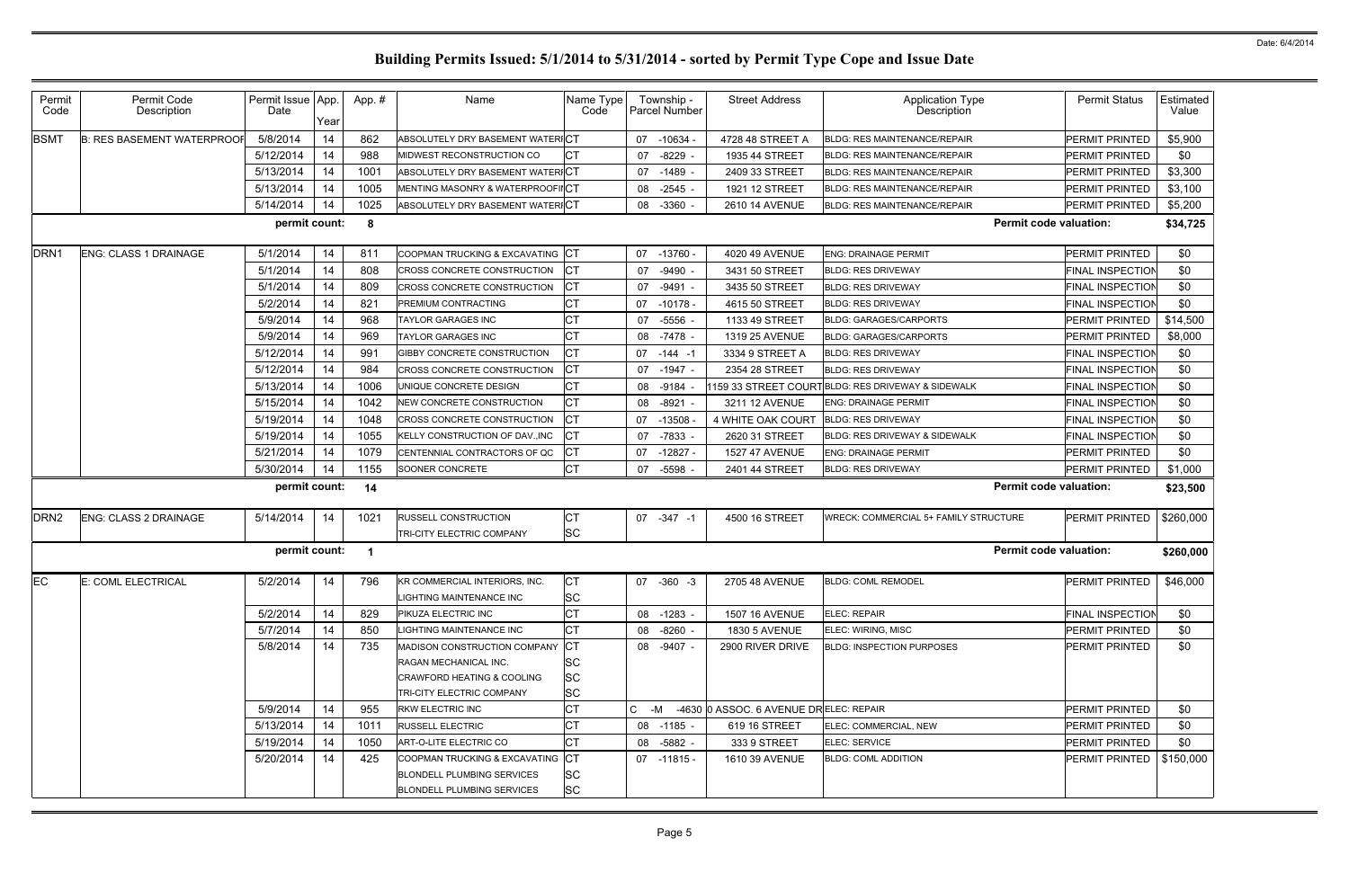# Building Permits Issued: 5/1/2014 to 5/31/2014 - sorted by Permit Type Cope and Issue Date

Date: 6/4/2014

| Permit Code | Permit Code Description | Permit Issue Date | App. Year | App. # | Name | Name Type Code | Township - Parcel Number | Street Address | Application Type Description | Permit Status | Estimated Value |
|---|---|---|---|---|---|---|---|---|---|---|---|
| BSMT | B: RES BASEMENT WATERPROOF | 5/8/2014 | 14 | 862 | ABSOLUTELY DRY BASEMENT WATERICT | | 07 -10634 - | 4728 48 STREET A | BLDG: RES MAINTENANCE/REPAIR | PERMIT PRINTED | $5,900 |
| | | 5/12/2014 | 14 | 988 | MIDWEST RECONSTRUCTION CO | CT | 07 -8229 - | 1935 44 STREET | BLDG: RES MAINTENANCE/REPAIR | PERMIT PRINTED | $0 |
| | | 5/13/2014 | 14 | 1001 | ABSOLUTELY DRY BASEMENT WATERICT | | 07 -1489 - | 2409 33 STREET | BLDG: RES MAINTENANCE/REPAIR | PERMIT PRINTED | $3,300 |
| | | 5/13/2014 | 14 | 1005 | MENTING MASONRY & WATERPROOFINCT | | 08 -2545 - | 1921 12 STREET | BLDG: RES MAINTENANCE/REPAIR | PERMIT PRINTED | $3,100 |
| | | 5/14/2014 | 14 | 1025 | ABSOLUTELY DRY BASEMENT WATERICT | | 08 -3360 - | 2610 14 AVENUE | BLDG: RES MAINTENANCE/REPAIR | PERMIT PRINTED | $5,200 |
| | | permit count: | | 8 | | | | | Permit code valuation: | | $34,725 |
| DRN1 | ENG: CLASS 1 DRAINAGE | 5/1/2014 | 14 | 811 | COOPMAN TRUCKING & EXCAVATING | CT | 07 -13760 - | 4020 49 AVENUE | ENG: DRAINAGE PERMIT | PERMIT PRINTED | $0 |
| | | 5/1/2014 | 14 | 808 | CROSS CONCRETE CONSTRUCTION | CT | 07 -9490 - | 3431 50 STREET | BLDG: RES DRIVEWAY | FINAL INSPECTION | $0 |
| | | 5/1/2014 | 14 | 809 | CROSS CONCRETE CONSTRUCTION | CT | 07 -9491 - | 3435 50 STREET | BLDG: RES DRIVEWAY | FINAL INSPECTION | $0 |
| | | 5/2/2014 | 14 | 821 | PREMIUM CONTRACTING | CT | 07 -10178 - | 4615 50 STREET | BLDG: RES DRIVEWAY | FINAL INSPECTION | $0 |
| | | 5/9/2014 | 14 | 968 | TAYLOR GARAGES INC | CT | 07 -5556 - | 1133 49 STREET | BLDG: GARAGES/CARPORTS | PERMIT PRINTED | $14,500 |
| | | 5/9/2014 | 14 | 969 | TAYLOR GARAGES INC | CT | 08 -7478 - | 1319 25 AVENUE | BLDG: GARAGES/CARPORTS | PERMIT PRINTED | $8,000 |
| | | 5/12/2014 | 14 | 991 | GIBBY CONCRETE CONSTRUCTION | CT | 07 -144 -1 | 3334 9 STREET A | BLDG: RES DRIVEWAY | FINAL INSPECTION | $0 |
| | | 5/12/2014 | 14 | 984 | CROSS CONCRETE CONSTRUCTION | CT | 07 -1947 - | 2354 28 STREET | BLDG: RES DRIVEWAY | FINAL INSPECTION | $0 |
| | | 5/13/2014 | 14 | 1006 | UNIQUE CONCRETE DESIGN | CT | 08 -9184 - | 1159 33 STREET COURT | BLDG: RES DRIVEWAY & SIDEWALK | FINAL INSPECTION | $0 |
| | | 5/15/2014 | 14 | 1042 | NEW CONCRETE CONSTRUCTION | CT | 08 -8921 - | 3211 12 AVENUE | ENG: DRAINAGE PERMIT | FINAL INSPECTION | $0 |
| | | 5/19/2014 | 14 | 1048 | CROSS CONCRETE CONSTRUCTION | CT | 07 -13508 - | 4 WHITE OAK COURT | BLDG: RES DRIVEWAY | FINAL INSPECTION | $0 |
| | | 5/19/2014 | 14 | 1055 | KELLY CONSTRUCTION OF DAV.,INC | CT | 07 -7833 - | 2620 31 STREET | BLDG: RES DRIVEWAY & SIDEWALK | FINAL INSPECTION | $0 |
| | | 5/21/2014 | 14 | 1079 | CENTENNIAL CONTRACTORS OF QC | CT | 07 -12827 - | 1527 47 AVENUE | ENG: DRAINAGE PERMIT | PERMIT PRINTED | $0 |
| | | 5/30/2014 | 14 | 1155 | SOONER CONCRETE | CT | 07 -5598 - | 2401 44 STREET | BLDG: RES DRIVEWAY | PERMIT PRINTED | $1,000 |
| | | permit count: | | 14 | | | | | Permit code valuation: | | $23,500 |
| DRN2 | ENG: CLASS 2 DRAINAGE | 5/14/2014 | 14 | 1021 | RUSSELL CONSTRUCTION | CT | 07 -347 -1 | 4500 16 STREET | WRECK: COMMERCIAL 5+ FAMILY STRUCTURE | PERMIT PRINTED | $260,000 |
| | | | | | TRI-CITY ELECTRIC COMPANY | SC | | | | | |
| | | permit count: | | 1 | | | | | Permit code valuation: | | $260,000 |
| EC | E: COML ELECTRICAL | 5/2/2014 | 14 | 796 | KR COMMERCIAL INTERIORS, INC. | CT | 07 -360 -3 | 2705 48 AVENUE | BLDG: COML REMODEL | PERMIT PRINTED | $46,000 |
| | | | | | LIGHTING MAINTENANCE INC | SC | | | | | |
| | | 5/2/2014 | 14 | 829 | PIKUZA ELECTRIC INC | CT | 08 -1283 - | 1507 16 AVENUE | ELEC: REPAIR | FINAL INSPECTION | $0 |
| | | 5/7/2014 | 14 | 850 | LIGHTING MAINTENANCE INC | CT | 08 -8260 - | 1830 5 AVENUE | ELEC: WIRING, MISC | PERMIT PRINTED | $0 |
| | | 5/8/2014 | 14 | 735 | MADISON CONSTRUCTION COMPANY | CT | 08 -9407 - | 2900 RIVER DRIVE | BLDG: INSPECTION PURPOSES | PERMIT PRINTED | $0 |
| | | | | | RAGAN MECHANICAL INC. | SC | | | | | |
| | | | | | CRAWFORD HEATING & COOLING | SC | | | | | |
| | | | | | TRI-CITY ELECTRIC COMPANY | SC | | | | | |
| | | 5/9/2014 | 14 | 955 | RKW ELECTRIC INC | CT | C -M -4630 | 0 ASSOC. 6 AVENUE DR | ELEC: REPAIR | PERMIT PRINTED | $0 |
| | | 5/13/2014 | 14 | 1011 | RUSSELL ELECTRIC | CT | 08 -1185 - | 619 16 STREET | ELEC: COMMERCIAL, NEW | PERMIT PRINTED | $0 |
| | | 5/19/2014 | 14 | 1050 | ART-O-LITE ELECTRIC CO | CT | 08 -5882 - | 333 9 STREET | ELEC: SERVICE | PERMIT PRINTED | $0 |
| | | 5/20/2014 | 14 | 425 | COOPMAN TRUCKING & EXCAVATING | CT | 07 -11815 - | 1610 39 AVENUE | BLDG: COML ADDITION | PERMIT PRINTED | $150,000 |
| | | | | | BLONDELL PLUMBING SERVICES | SC | | | | | |
| | | | | | BLONDELL PLUMBING SERVICES | SC | | | | | |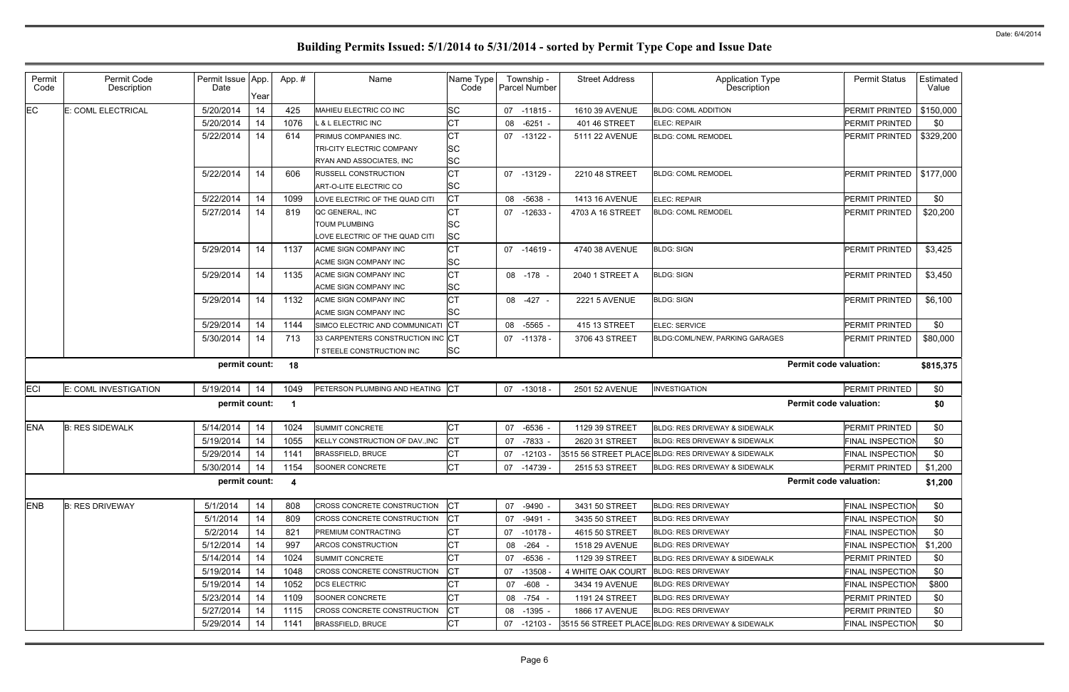# Building Permits Issued: 5/1/2014 to 5/31/2014 - sorted by Permit Type Cope and Issue Date

Date: 6/4/2014

| Permit Code | Permit Code Description | Permit Issue Date | App. Year | App. # | Name | Name Type Code | Township - Parcel Number | Street Address | Application Type Description | Permit Status | Estimated Value |
|---|---|---|---|---|---|---|---|---|---|---|---|
| EC | E: COML ELECTRICAL | 5/20/2014 | 14 | 425 | MAHIEU ELECTRIC CO INC | SC | 07 -11815 - | 1610 39 AVENUE | BLDG: COML ADDITION | PERMIT PRINTED | $150,000 |
| | | 5/20/2014 | 14 | 1076 | L & L ELECTRIC INC | CT | 08 -6251 - | 401 46 STREET | ELEC: REPAIR | PERMIT PRINTED | $0 |
| | | 5/22/2014 | 14 | 614 | PRIMUS COMPANIES INC. | CT | 07 -13122 - | 5111 22 AVENUE | BLDG: COML REMODEL | PERMIT PRINTED | $329,200 |
| | | | | | TRI-CITY ELECTRIC COMPANY | SC | | | | | |
| | | | | | RYAN AND ASSOCIATES, INC | SC | | | | | |
| | | 5/22/2014 | 14 | 606 | RUSSELL CONSTRUCTION | CT | 07 -13129 - | 2210 48 STREET | BLDG: COML REMODEL | PERMIT PRINTED | $177,000 |
| | | | | | ART-O-LITE ELECTRIC CO | SC | | | | | |
| | | 5/22/2014 | 14 | 1099 | LOVE ELECTRIC OF THE QUAD CITI | CT | 08 -5638 - | 1413 16 AVENUE | ELEC: REPAIR | PERMIT PRINTED | $0 |
| | | 5/27/2014 | 14 | 819 | QC GENERAL, INC | CT | 07 -12633 - | 4703 A 16 STREET | BLDG: COML REMODEL | PERMIT PRINTED | $20,200 |
| | | | | | TOUM PLUMBING | SC | | | | | |
| | | | | | LOVE ELECTRIC OF THE QUAD CITI | SC | | | | | |
| | | 5/29/2014 | 14 | 1137 | ACME SIGN COMPANY INC | CT | 07 -14619 - | 4740 38 AVENUE | BLDG: SIGN | PERMIT PRINTED | $3,425 |
| | | | | | ACME SIGN COMPANY INC | SC | | | | | |
| | | 5/29/2014 | 14 | 1135 | ACME SIGN COMPANY INC | CT | 08 -178 - | 2040 1 STREET A | BLDG: SIGN | PERMIT PRINTED | $3,450 |
| | | | | | ACME SIGN COMPANY INC | SC | | | | | |
| | | 5/29/2014 | 14 | 1132 | ACME SIGN COMPANY INC | CT | 08 -427 - | 2221 5 AVENUE | BLDG: SIGN | PERMIT PRINTED | $6,100 |
| | | | | | ACME SIGN COMPANY INC | SC | | | | | |
| | | 5/29/2014 | 14 | 1144 | SIMCO ELECTRIC AND COMMUNICATI | CT | 08 -5565 - | 415 13 STREET | ELEC: SERVICE | PERMIT PRINTED | $0 |
| | | 5/30/2014 | 14 | 713 | 33 CARPENTERS CONSTRUCTION INC | CT | 07 -11378 - | 3706 43 STREET | BLDG:COML/NEW, PARKING GARAGES | PERMIT PRINTED | $80,000 |
| | | | | | T STEELE CONSTRUCTION INC | SC | | | | | |
| | | permit count: | | 18 | | | | | Permit code valuation: | | $815,375 |
| ECI | E: COML INVESTIGATION | 5/19/2014 | 14 | 1049 | PETERSON PLUMBING AND HEATING | CT | 07 -13018 - | 2501 52 AVENUE | INVESTIGATION | PERMIT PRINTED | $0 |
| | | permit count: | | 1 | | | | | Permit code valuation: | | $0 |
| ENA | B: RES SIDEWALK | 5/14/2014 | 14 | 1024 | SUMMIT CONCRETE | CT | 07 -6536 - | 1129 39 STREET | BLDG: RES DRIVEWAY & SIDEWALK | PERMIT PRINTED | $0 |
| | | 5/19/2014 | 14 | 1055 | KELLY CONSTRUCTION OF DAV.,INC | CT | 07 -7833 - | 2620 31 STREET | BLDG: RES DRIVEWAY & SIDEWALK | FINAL INSPECTION | $0 |
| | | 5/29/2014 | 14 | 1141 | BRASSFIELD, BRUCE | CT | 07 -12103 - | 3515 56 STREET PLACE | BLDG: RES DRIVEWAY & SIDEWALK | FINAL INSPECTION | $0 |
| | | 5/30/2014 | 14 | 1154 | SOONER CONCRETE | CT | 07 -14739 - | 2515 53 STREET | BLDG: RES DRIVEWAY & SIDEWALK | PERMIT PRINTED | $1,200 |
| | | permit count: | | 4 | | | | | Permit code valuation: | | $1,200 |
| ENB | B: RES DRIVEWAY | 5/1/2014 | 14 | 808 | CROSS CONCRETE CONSTRUCTION | CT | 07 -9490 - | 3431 50 STREET | BLDG: RES DRIVEWAY | FINAL INSPECTION | $0 |
| | | 5/1/2014 | 14 | 809 | CROSS CONCRETE CONSTRUCTION | CT | 07 -9491 - | 3435 50 STREET | BLDG: RES DRIVEWAY | FINAL INSPECTION | $0 |
| | | 5/2/2014 | 14 | 821 | PREMIUM CONTRACTING | CT | 07 -10178 - | 4615 50 STREET | BLDG: RES DRIVEWAY | FINAL INSPECTION | $0 |
| | | 5/12/2014 | 14 | 997 | ARCOS CONSTRUCTION | CT | 08 -264 - | 1518 29 AVENUE | BLDG: RES DRIVEWAY | FINAL INSPECTION | $1,200 |
| | | 5/14/2014 | 14 | 1024 | SUMMIT CONCRETE | CT | 07 -6536 - | 1129 39 STREET | BLDG: RES DRIVEWAY & SIDEWALK | PERMIT PRINTED | $0 |
| | | 5/19/2014 | 14 | 1048 | CROSS CONCRETE CONSTRUCTION | CT | 07 -13508 - | 4 WHITE OAK COURT | BLDG: RES DRIVEWAY | FINAL INSPECTION | $0 |
| | | 5/19/2014 | 14 | 1052 | DCS ELECTRIC | CT | 07 -608 - | 3434 19 AVENUE | BLDG: RES DRIVEWAY | FINAL INSPECTION | $800 |
| | | 5/23/2014 | 14 | 1109 | SOONER CONCRETE | CT | 08 -754 - | 1191 24 STREET | BLDG: RES DRIVEWAY | PERMIT PRINTED | $0 |
| | | 5/27/2014 | 14 | 1115 | CROSS CONCRETE CONSTRUCTION | CT | 08 -1395 - | 1866 17 AVENUE | BLDG: RES DRIVEWAY | PERMIT PRINTED | $0 |
| | | 5/29/2014 | 14 | 1141 | BRASSFIELD, BRUCE | CT | 07 -12103 - | 3515 56 STREET PLACE | BLDG: RES DRIVEWAY & SIDEWALK | FINAL INSPECTION | $0 |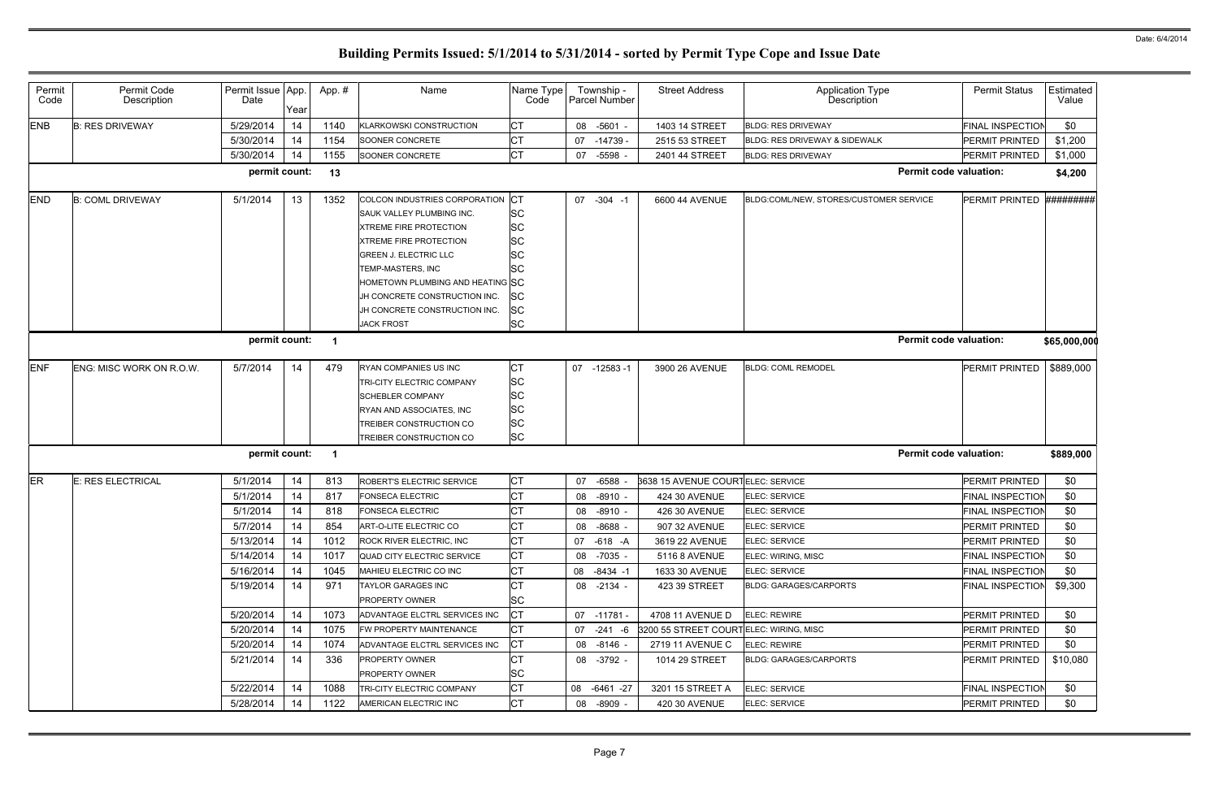# Building Permits Issued: 5/1/2014 to 5/31/2014 - sorted by Permit Type Cope and Issue Date

Date: 6/4/2014

| Permit Code | Permit Code Description | Permit Issue Date | App. Year | App. # | Name | Name Type Code | Township - Parcel Number | Street Address | Application Type Description | Permit Status | Estimated Value |
|---|---|---|---|---|---|---|---|---|---|---|---|
| ENB | B: RES DRIVEWAY | 5/29/2014 | 14 | 1140 | KLARKOWSKI CONSTRUCTION | CT | 08 -5601 - | 1403 14 STREET | BLDG: RES DRIVEWAY | FINAL INSPECTION | $0 |
| | | 5/30/2014 | 14 | 1154 | SOONER CONCRETE | CT | 07 -14739 - | 2515 53 STREET | BLDG: RES DRIVEWAY & SIDEWALK | PERMIT PRINTED | $1,200 |
| | | 5/30/2014 | 14 | 1155 | SOONER CONCRETE | CT | 07 -5598 - | 2401 44 STREET | BLDG: RES DRIVEWAY | PERMIT PRINTED | $1,000 |
| | | **permit count:** | | **13** | | | | | **Permit code valuation:** | | **$4,200** |
| END | B: COML DRIVEWAY | 5/1/2014 | 13 | 1352 | COLCON INDUSTRIES CORPORATION | CT | 07 -304 -1 | 6600 44 AVENUE | BLDG:COML/NEW, STORES/CUSTOMER SERVICE | PERMIT PRINTED | ######### |
| | | | | | SAUK VALLEY PLUMBING INC. | SC | | | | | |
| | | | | | XTREME FIRE PROTECTION | SC | | | | | |
| | | | | | XTREME FIRE PROTECTION | SC | | | | | |
| | | | | | GREEN J. ELECTRIC LLC | SC | | | | | |
| | | | | | TEMP-MASTERS, INC | SC | | | | | |
| | | | | | HOMETOWN PLUMBING AND HEATING | SC | | | | | |
| | | | | | JH CONCRETE CONSTRUCTION INC. | SC | | | | | |
| | | | | | JH CONCRETE CONSTRUCTION INC. | SC | | | | | |
| | | | | | JACK FROST | SC | | | | | |
| | | **permit count:** | | **1** | | | | | **Permit code valuation:** | | **$65,000,000** |
| ENF | ENG: MISC WORK ON R.O.W. | 5/7/2014 | 14 | 479 | RYAN COMPANIES US INC | CT | 07 -12583 -1 | 3900 26 AVENUE | BLDG: COML REMODEL | PERMIT PRINTED | $889,000 |
| | | | | | TRI-CITY ELECTRIC COMPANY | SC | | | | | |
| | | | | | SCHEBLER COMPANY | SC | | | | | |
| | | | | | RYAN AND ASSOCIATES, INC | SC | | | | | |
| | | | | | TREIBER CONSTRUCTION CO | SC | | | | | |
| | | | | | TREIBER CONSTRUCTION CO | SC | | | | | |
| | | **permit count:** | | **1** | | | | | **Permit code valuation:** | | **$889,000** |
| ER | E: RES ELECTRICAL | 5/1/2014 | 14 | 813 | ROBERT'S ELECTRIC SERVICE | CT | 07 -6588 - | 3638 15 AVENUE COURT | ELEC: SERVICE | PERMIT PRINTED | $0 |
| | | 5/1/2014 | 14 | 817 | FONSECA ELECTRIC | CT | 08 -8910 - | 424 30 AVENUE | ELEC: SERVICE | FINAL INSPECTION | $0 |
| | | 5/1/2014 | 14 | 818 | FONSECA ELECTRIC | CT | 08 -8910 - | 426 30 AVENUE | ELEC: SERVICE | FINAL INSPECTION | $0 |
| | | 5/7/2014 | 14 | 854 | ART-O-LITE ELECTRIC CO | CT | 08 -8688 - | 907 32 AVENUE | ELEC: SERVICE | PERMIT PRINTED | $0 |
| | | 5/13/2014 | 14 | 1012 | ROCK RIVER ELECTRIC, INC | CT | 07 -618 -A | 3619 22 AVENUE | ELEC: SERVICE | PERMIT PRINTED | $0 |
| | | 5/14/2014 | 14 | 1017 | QUAD CITY ELECTRIC SERVICE | CT | 08 -7035 - | 5116 8 AVENUE | ELEC: WIRING, MISC | FINAL INSPECTION | $0 |
| | | 5/16/2014 | 14 | 1045 | MAHIEU ELECTRIC CO INC | CT | 08 -8434 -1 | 1633 30 AVENUE | ELEC: SERVICE | FINAL INSPECTION | $0 |
| | | 5/19/2014 | 14 | 971 | TAYLOR GARAGES INC | CT | 08 -2134 - | 423 39 STREET | BLDG: GARAGES/CARPORTS | FINAL INSPECTION | $9,300 |
| | | | | | PROPERTY OWNER | SC | | | | | |
| | | 5/20/2014 | 14 | 1073 | ADVANTAGE ELCTRL SERVICES INC | CT | 07 -11781 - | 4708 11 AVENUE D | ELEC: REWIRE | PERMIT PRINTED | $0 |
| | | 5/20/2014 | 14 | 1075 | FW PROPERTY MAINTENANCE | CT | 07 -241 -6 | 3200 55 STREET COURT | ELEC: WIRING, MISC | PERMIT PRINTED | $0 |
| | | 5/20/2014 | 14 | 1074 | ADVANTAGE ELCTRL SERVICES INC | CT | 08 -8146 - | 2719 11 AVENUE C | ELEC: REWIRE | PERMIT PRINTED | $0 |
| | | 5/21/2014 | 14 | 336 | PROPERTY OWNER | CT | 08 -3792 - | 1014 29 STREET | BLDG: GARAGES/CARPORTS | PERMIT PRINTED | $10,080 |
| | | | | | PROPERTY OWNER | SC | | | | | |
| | | 5/22/2014 | 14 | 1088 | TRI-CITY ELECTRIC COMPANY | CT | 08 -6461 -27 | 3201 15 STREET A | ELEC: SERVICE | FINAL INSPECTION | $0 |
| | | 5/28/2014 | 14 | 1122 | AMERICAN ELECTRIC INC | CT | 08 -8909 - | 420 30 AVENUE | ELEC: SERVICE | PERMIT PRINTED | $0 |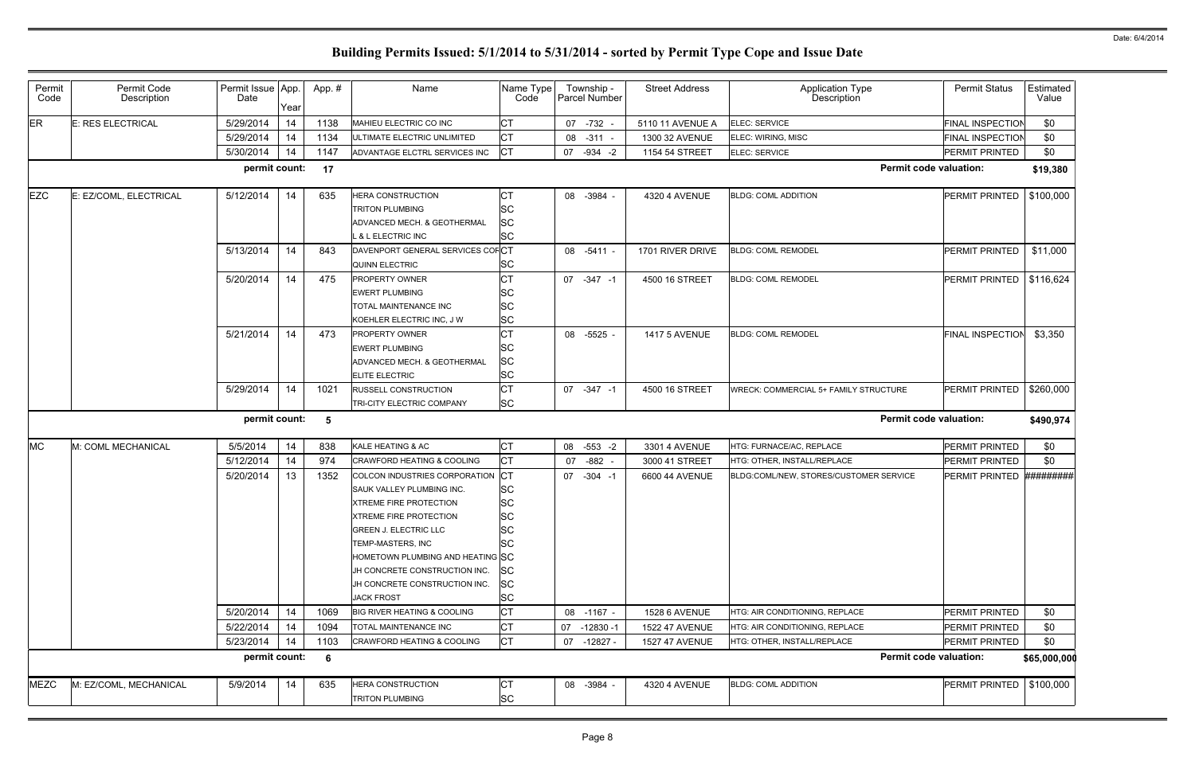# Building Permits Issued: 5/1/2014 to 5/31/2014 - sorted by Permit Type Cope and Issue Date

Date: 6/4/2014

| Permit Code | Permit Code Description | Permit Issue Date | App. Year | App. # | Name | Name Type Code | Township - Parcel Number | Street Address | Application Type Description | Permit Status | Estimated Value |
|---|---|---|---|---|---|---|---|---|---|---|---|
| ER | E: RES ELECTRICAL | 5/29/2014 | 14 | 1138 | MAHIEU ELECTRIC CO INC | CT | 07 -732 - | 5110 11 AVENUE A | ELEC: SERVICE | FINAL INSPECTION | $0 |
| | | 5/29/2014 | 14 | 1134 | ULTIMATE ELECTRIC UNLIMITED | CT | 08 -311 - | 1300 32 AVENUE | ELEC: WIRING, MISC | FINAL INSPECTION | $0 |
| | | 5/30/2014 | 14 | 1147 | ADVANTAGE ELCTRL SERVICES INC | CT | 07 -934 -2 | 1154 54 STREET | ELEC: SERVICE | PERMIT PRINTED | $0 |
| | | **permit count:** | | **17** | | | | | **Permit code valuation:** | | **$19,380** |
| EZC | E: EZ/COML, ELECTRICAL | 5/12/2014 | 14 | 635 | HERA CONSTRUCTION | CT | 08 -3984 - | 4320 4 AVENUE | BLDG: COML ADDITION | PERMIT PRINTED | $100,000 |
| | | | | | TRITON PLUMBING | SC | | | | | |
| | | | | | ADVANCED MECH. & GEOTHERMAL | SC | | | | | |
| | | | | | L & L ELECTRIC INC | SC | | | | | |
| | | 5/13/2014 | 14 | 843 | DAVENPORT GENERAL SERVICES COR | CT | 08 -5411 - | 1701 RIVER DRIVE | BLDG: COML REMODEL | PERMIT PRINTED | $11,000 |
| | | | | | QUINN ELECTRIC | SC | | | | | |
| | | 5/20/2014 | 14 | 475 | PROPERTY OWNER | CT | 07 -347 -1 | 4500 16 STREET | BLDG: COML REMODEL | PERMIT PRINTED | $116,624 |
| | | | | | EWERT PLUMBING | SC | | | | | |
| | | | | | TOTAL MAINTENANCE INC | SC | | | | | |
| | | | | | KOEHLER ELECTRIC INC, J W | SC | | | | | |
| | | 5/21/2014 | 14 | 473 | PROPERTY OWNER | CT | 08 -5525 - | 1417 5 AVENUE | BLDG: COML REMODEL | FINAL INSPECTION | $3,350 |
| | | | | | EWERT PLUMBING | SC | | | | | |
| | | | | | ADVANCED MECH. & GEOTHERMAL | SC | | | | | |
| | | | | | ELITE ELECTRIC | SC | | | | | |
| | | 5/29/2014 | 14 | 1021 | RUSSELL CONSTRUCTION | CT | 07 -347 -1 | 4500 16 STREET | WRECK: COMMERCIAL 5+ FAMILY STRUCTURE | PERMIT PRINTED | $260,000 |
| | | | | | TRI-CITY ELECTRIC COMPANY | SC | | | | | |
| | | **permit count:** | | **5** | | | | | **Permit code valuation:** | | **$490,974** |
| MC | M: COML MECHANICAL | 5/5/2014 | 14 | 838 | KALE HEATING & AC | CT | 08 -553 -2 | 3301 4 AVENUE | HTG: FURNACE/AC, REPLACE | PERMIT PRINTED | $0 |
| | | 5/12/2014 | 14 | 974 | CRAWFORD HEATING & COOLING | CT | 07 -882 - | 3000 41 STREET | HTG: OTHER, INSTALL/REPLACE | PERMIT PRINTED | $0 |
| | | 5/20/2014 | 13 | 1352 | COLCON INDUSTRIES CORPORATION | CT | 07 -304 -1 | 6600 44 AVENUE | BLDG:COML/NEW, STORES/CUSTOMER SERVICE | PERMIT PRINTED | ######### |
| | | | | | SAUK VALLEY PLUMBING INC. | SC | | | | | |
| | | | | | XTREME FIRE PROTECTION | SC | | | | | |
| | | | | | XTREME FIRE PROTECTION | SC | | | | | |
| | | | | | GREEN J. ELECTRIC LLC | SC | | | | | |
| | | | | | TEMP-MASTERS, INC | SC | | | | | |
| | | | | | HOMETOWN PLUMBING AND HEATING | SC | | | | | |
| | | | | | JH CONCRETE CONSTRUCTION INC. | SC | | | | | |
| | | | | | JH CONCRETE CONSTRUCTION INC. | SC | | | | | |
| | | | | | JACK FROST | SC | | | | | |
| | | 5/20/2014 | 14 | 1069 | BIG RIVER HEATING & COOLING | CT | 08 -1167 - | 1528 6 AVENUE | HTG: AIR CONDITIONING, REPLACE | PERMIT PRINTED | $0 |
| | | 5/22/2014 | 14 | 1094 | TOTAL MAINTENANCE INC | CT | 07 -12830 -1 | 1522 47 AVENUE | HTG: AIR CONDITIONING, REPLACE | PERMIT PRINTED | $0 |
| | | 5/23/2014 | 14 | 1103 | CRAWFORD HEATING & COOLING | CT | 07 -12827 - | 1527 47 AVENUE | HTG: OTHER, INSTALL/REPLACE | PERMIT PRINTED | $0 |
| | | **permit count:** | | **6** | | | | | **Permit code valuation:** | | **$65,000,000** |
| MEZC | M: EZ/COML, MECHANICAL | 5/9/2014 | 14 | 635 | HERA CONSTRUCTION | CT | 08 -3984 - | 4320 4 AVENUE | BLDG: COML ADDITION | PERMIT PRINTED | $100,000 |
| | | | | | TRITON PLUMBING | SC | | | | | |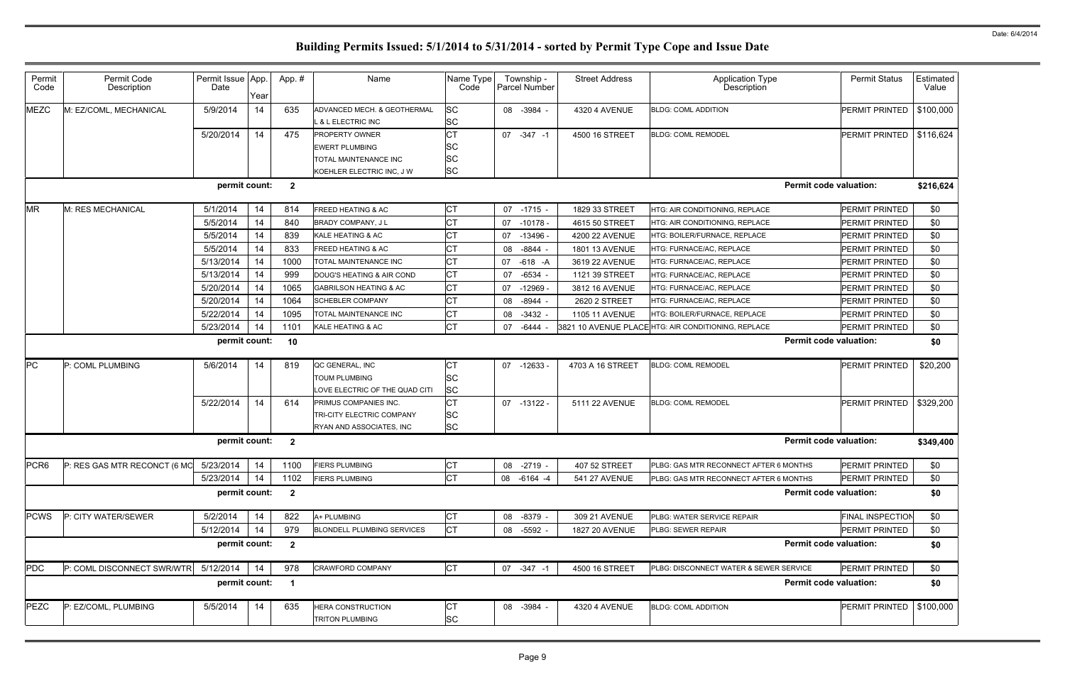Date: 6/4/2014

# Building Permits Issued: 5/1/2014 to 5/31/2014 - sorted by Permit Type Cope and Issue Date

| Permit Code | Permit Code Description | Permit Issue Date | App. Year | App. # | Name | Name Type Code | Township - Parcel Number | Street Address | Application Type Description | Permit Status | Estimated Value |
|---|---|---|---|---|---|---|---|---|---|---|---|
| MEZC | M: EZ/COML, MECHANICAL | 5/9/2014 | 14 | 635 | ADVANCED MECH. & GEOTHERMAL | SC | 08 -3984 - | 4320 4 AVENUE | BLDG: COML ADDITION | PERMIT PRINTED | $100,000 |
| | | | | | L & L ELECTRIC INC | SC | | | | | |
| | | 5/20/2014 | 14 | 475 | PROPERTY OWNER | CT | 07 -347 -1 | 4500 16 STREET | BLDG: COML REMODEL | PERMIT PRINTED | $116,624 |
| | | | | | EWERT PLUMBING | SC | | | | | |
| | | | | | TOTAL MAINTENANCE INC | SC | | | | | |
| | | | | | KOEHLER ELECTRIC INC, J W | SC | | | | | |
| | | permit count: | | 2 | | | | | Permit code valuation: | | $216,624 |
| MR | M: RES MECHANICAL | 5/1/2014 | 14 | 814 | FREED HEATING & AC | CT | 07 -1715 - | 1829 33 STREET | HTG: AIR CONDITIONING, REPLACE | PERMIT PRINTED | $0 |
| | | 5/5/2014 | 14 | 840 | BRADY COMPANY, J L | CT | 07 -10178 - | 4615 50 STREET | HTG: AIR CONDITIONING, REPLACE | PERMIT PRINTED | $0 |
| | | 5/5/2014 | 14 | 839 | KALE HEATING & AC | CT | 07 -13496 - | 4200 22 AVENUE | HTG: BOILER/FURNACE, REPLACE | PERMIT PRINTED | $0 |
| | | 5/5/2014 | 14 | 833 | FREED HEATING & AC | CT | 08 -8844 - | 1801 13 AVENUE | HTG: FURNACE/AC, REPLACE | PERMIT PRINTED | $0 |
| | | 5/13/2014 | 14 | 1000 | TOTAL MAINTENANCE INC | CT | 07 -618 -A | 3619 22 AVENUE | HTG: FURNACE/AC, REPLACE | PERMIT PRINTED | $0 |
| | | 5/13/2014 | 14 | 999 | DOUG'S HEATING & AIR COND | CT | 07 -6534 - | 1121 39 STREET | HTG: FURNACE/AC, REPLACE | PERMIT PRINTED | $0 |
| | | 5/20/2014 | 14 | 1065 | GABRILSON HEATING & AC | CT | 07 -12969 - | 3812 16 AVENUE | HTG: FURNACE/AC, REPLACE | PERMIT PRINTED | $0 |
| | | 5/20/2014 | 14 | 1064 | SCHEBLER COMPANY | CT | 08 -8944 - | 2620 2 STREET | HTG: FURNACE/AC, REPLACE | PERMIT PRINTED | $0 |
| | | 5/22/2014 | 14 | 1095 | TOTAL MAINTENANCE INC | CT | 08 -3432 - | 1105 11 AVENUE | HTG: BOILER/FURNACE, REPLACE | PERMIT PRINTED | $0 |
| | | 5/23/2014 | 14 | 1101 | KALE HEATING & AC | CT | 07 -6444 - | 3821 10 AVENUE PLACE | HTG: AIR CONDITIONING, REPLACE | PERMIT PRINTED | $0 |
| | | permit count: | | 10 | | | | | Permit code valuation: | | $0 |
| PC | P: COML PLUMBING | 5/6/2014 | 14 | 819 | QC GENERAL, INC | CT | 07 -12633 - | 4703 A 16 STREET | BLDG: COML REMODEL | PERMIT PRINTED | $20,200 |
| | | | | | TOUM PLUMBING | SC | | | | | |
| | | | | | LOVE ELECTRIC OF THE QUAD CITI | SC | | | | | |
| | | 5/22/2014 | 14 | 614 | PRIMUS COMPANIES INC. | CT | 07 -13122 - | 5111 22 AVENUE | BLDG: COML REMODEL | PERMIT PRINTED | $329,200 |
| | | | | | TRI-CITY ELECTRIC COMPANY | SC | | | | | |
| | | | | | RYAN AND ASSOCIATES, INC | SC | | | | | |
| | | permit count: | | 2 | | | | | Permit code valuation: | | $349,400 |
| PCR6 | P: RES GAS MTR RECONCT (6 MO | 5/23/2014 | 14 | 1100 | FIERS PLUMBING | CT | 08 -2719 - | 407 52 STREET | PLBG: GAS MTR RECONNECT AFTER 6 MONTHS | PERMIT PRINTED | $0 |
| | | 5/23/2014 | 14 | 1102 | FIERS PLUMBING | CT | 08 -6164 -4 | 541 27 AVENUE | PLBG: GAS MTR RECONNECT AFTER 6 MONTHS | PERMIT PRINTED | $0 |
| | | permit count: | | 2 | | | | | Permit code valuation: | | $0 |
| PCWS | P: CITY WATER/SEWER | 5/2/2014 | 14 | 822 | A+ PLUMBING | CT | 08 -8379 - | 309 21 AVENUE | PLBG: WATER SERVICE REPAIR | FINAL INSPECTION | $0 |
| | | 5/12/2014 | 14 | 979 | BLONDELL PLUMBING SERVICES | CT | 08 -5592 - | 1827 20 AVENUE | PLBG: SEWER REPAIR | PERMIT PRINTED | $0 |
| | | permit count: | | 2 | | | | | Permit code valuation: | | $0 |
| PDC | P: COML DISCONNECT SWR/WTR | 5/12/2014 | 14 | 978 | CRAWFORD COMPANY | CT | 07 -347 -1 | 4500 16 STREET | PLBG: DISCONNECT WATER & SEWER SERVICE | PERMIT PRINTED | $0 |
| | | permit count: | | 1 | | | | | Permit code valuation: | | $0 |
| PEZC | P: EZ/COML, PLUMBING | 5/5/2014 | 14 | 635 | HERA CONSTRUCTION | CT | 08 -3984 - | 4320 4 AVENUE | BLDG: COML ADDITION | PERMIT PRINTED | $100,000 |
| | | | | | TRITON PLUMBING | SC | | | | | |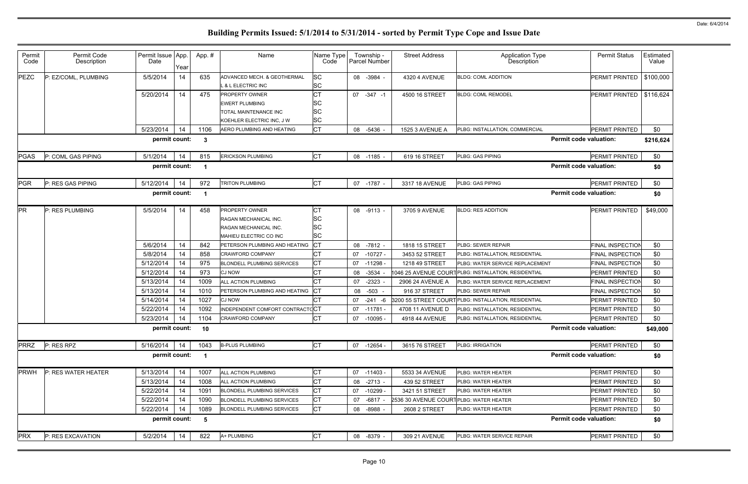# Building Permits Issued: 5/1/2014 to 5/31/2014 - sorted by Permit Type Cope and Issue Date

Date: 6/4/2014

| Permit Code | Permit Code Description | Permit Issue Date | App. Year | App. # | Name | Name Type Code | Township - Parcel Number | Street Address | Application Type Description | Permit Status | Estimated Value |
|---|---|---|---|---|---|---|---|---|---|---|---|
| PEZC | P: EZ/COML, PLUMBING | 5/5/2014 | 14 | 635 | ADVANCED MECH. & GEOTHERMAL | SC | 08 -3984 - | 4320 4 AVENUE | BLDG: COML ADDITION | PERMIT PRINTED | $100,000 |
| | | | | | L & L ELECTRIC INC | SC | | | | | |
| | | 5/20/2014 | 14 | 475 | PROPERTY OWNER | CT | 07 -347 -1 | 4500 16 STREET | BLDG: COML REMODEL | PERMIT PRINTED | $116,624 |
| | | | | | EWERT PLUMBING | SC | | | | | |
| | | | | | TOTAL MAINTENANCE INC | SC | | | | | |
| | | | | | KOEHLER ELECTRIC INC, J W | SC | | | | | |
| | | 5/23/2014 | 14 | 1106 | AERO PLUMBING AND HEATING | CT | 08 -5436 - | 1525 3 AVENUE A | PLBG: INSTALLATION, COMMERCIAL | PERMIT PRINTED | $0 |
| | | permit count: | | 3 | | | | | Permit code valuation: | | $216,624 |
| PGAS | P: COML GAS PIPING | 5/1/2014 | 14 | 815 | ERICKSON PLUMBING | CT | 08 -1185 - | 619 16 STREET | PLBG: GAS PIPING | PERMIT PRINTED | $0 |
| | | permit count: | | 1 | | | | | Permit code valuation: | | $0 |
| PGR | P: RES GAS PIPING | 5/12/2014 | 14 | 972 | TRITON PLUMBING | CT | 07 -1787 - | 3317 18 AVENUE | PLBG: GAS PIPING | PERMIT PRINTED | $0 |
| | | permit count: | | 1 | | | | | Permit code valuation: | | $0 |
| PR | P: RES PLUMBING | 5/5/2014 | 14 | 458 | PROPERTY OWNER | CT | 08 -9113 - | 3705 9 AVENUE | BLDG: RES ADDITION | PERMIT PRINTED | $49,000 |
| | | | | | RAGAN MECHANICAL INC. | SC | | | | | |
| | | | | | RAGAN MECHANICAL INC. | SC | | | | | |
| | | | | | MAHIEU ELECTRIC CO INC | SC | | | | | |
| | | 5/6/2014 | 14 | 842 | PETERSON PLUMBING AND HEATING | CT | 08 -7812 - | 1818 15 STREET | PLBG: SEWER REPAIR | FINAL INSPECTION | $0 |
| | | 5/8/2014 | 14 | 858 | CRAWFORD COMPANY | CT | 07 -10727 - | 3453 52 STREET | PLBG: INSTALLATION, RESIDENTIAL | FINAL INSPECTION | $0 |
| | | 5/12/2014 | 14 | 975 | BLONDELL PLUMBING SERVICES | CT | 07 -11298 - | 1218 49 STREET | PLBG: WATER SERVICE REPLACEMENT | FINAL INSPECTION | $0 |
| | | 5/12/2014 | 14 | 973 | CJ NOW | CT | 08 -3534 - | 1046 25 AVENUE COURT | PLBG: INSTALLATION, RESIDENTIAL | PERMIT PRINTED | $0 |
| | | 5/13/2014 | 14 | 1009 | ALL ACTION PLUMBING | CT | 07 -2323 - | 2906 24 AVENUE A | PLBG: WATER SERVICE REPLACEMENT | FINAL INSPECTION | $0 |
| | | 5/13/2014 | 14 | 1010 | PETERSON PLUMBING AND HEATING | CT | 08 -503 - | 916 37 STREET | PLBG: SEWER REPAIR | FINAL INSPECTION | $0 |
| | | 5/14/2014 | 14 | 1027 | CJ NOW | CT | 07 -241 -6 | 3200 55 STREET COURT | PLBG: INSTALLATION, RESIDENTIAL | PERMIT PRINTED | $0 |
| | | 5/22/2014 | 14 | 1092 | INDEPENDENT COMFORT CONTRACTO | CT | 07 -11781 - | 4708 11 AVENUE D | PLBG: INSTALLATION, RESIDENTIAL | PERMIT PRINTED | $0 |
| | | 5/23/2014 | 14 | 1104 | CRAWFORD COMPANY | CT | 07 -10095 - | 4918 44 AVENUE | PLBG: INSTALLATION, RESIDENTIAL | PERMIT PRINTED | $0 |
| | | permit count: | | 10 | | | | | Permit code valuation: | | $49,000 |
| PRRZ | P: RES RPZ | 5/16/2014 | 14 | 1043 | B-PLUS PLUMBING | CT | 07 -12654 - | 3615 76 STREET | PLBG: IRRIGATION | PERMIT PRINTED | $0 |
| | | permit count: | | 1 | | | | | Permit code valuation: | | $0 |
| PRWH | P: RES WATER HEATER | 5/13/2014 | 14 | 1007 | ALL ACTION PLUMBING | CT | 07 -11403 - | 5533 34 AVENUE | PLBG: WATER HEATER | PERMIT PRINTED | $0 |
| | | 5/13/2014 | 14 | 1008 | ALL ACTION PLUMBING | CT | 08 -2713 - | 439 52 STREET | PLBG: WATER HEATER | PERMIT PRINTED | $0 |
| | | 5/22/2014 | 14 | 1091 | BLONDELL PLUMBING SERVICES | CT | 07 -10299 - | 3421 51 STREET | PLBG: WATER HEATER | PERMIT PRINTED | $0 |
| | | 5/22/2014 | 14 | 1090 | BLONDELL PLUMBING SERVICES | CT | 07 -6817 - | 2536 30 AVENUE COURT | PLBG: WATER HEATER | PERMIT PRINTED | $0 |
| | | 5/22/2014 | 14 | 1089 | BLONDELL PLUMBING SERVICES | CT | 08 -8988 - | 2608 2 STREET | PLBG: WATER HEATER | PERMIT PRINTED | $0 |
| | | permit count: | | 5 | | | | | Permit code valuation: | | $0 |
| PRX | P: RES EXCAVATION | 5/2/2014 | 14 | 822 | A+ PLUMBING | CT | 08 -8379 - | 309 21 AVENUE | PLBG: WATER SERVICE REPAIR | PERMIT PRINTED | $0 |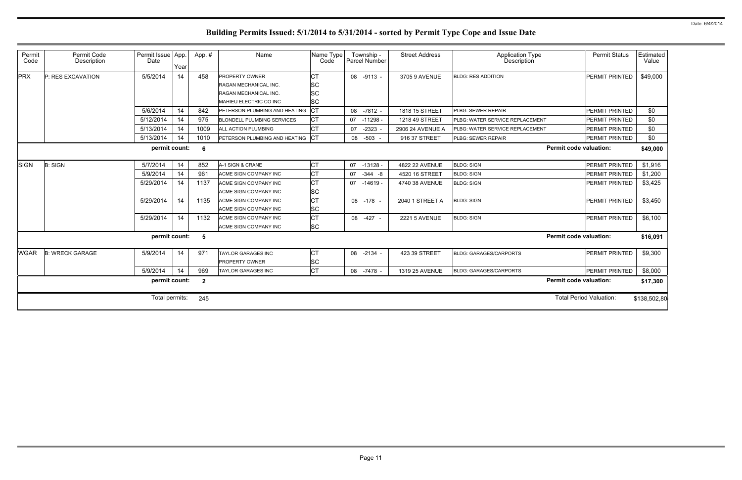# Building Permits Issued: 5/1/2014 to 5/31/2014 - sorted by Permit Type Cope and Issue Date

Date: 6/4/2014

| Permit Code | Permit Code Description | Permit Issue Date | App. Year | App. # | Name | Name Type Code | Township - Parcel Number | Street Address | Application Type Description | Permit Status | Estimated Value |
|---|---|---|---|---|---|---|---|---|---|---|---|
| PRX | P: RES EXCAVATION | 5/5/2014 | 14 | 458 | PROPERTY OWNER | CT | 08 -9113 - | 3705 9 AVENUE | BLDG: RES ADDITION | PERMIT PRINTED | $49,000 |
| | | | | | RAGAN MECHANICAL INC. | SC | | | | | |
| | | | | | RAGAN MECHANICAL INC. | SC | | | | | |
| | | | | | MAHIEU ELECTRIC CO INC | SC | | | | | |
| | | 5/6/2014 | 14 | 842 | PETERSON PLUMBING AND HEATING | CT | 08 -7812 - | 1818 15 STREET | PLBG: SEWER REPAIR | PERMIT PRINTED | $0 |
| | | 5/12/2014 | 14 | 975 | BLONDELL PLUMBING SERVICES | CT | 07 -11298 - | 1218 49 STREET | PLBG: WATER SERVICE REPLACEMENT | PERMIT PRINTED | $0 |
| | | 5/13/2014 | 14 | 1009 | ALL ACTION PLUMBING | CT | 07 -2323 - | 2906 24 AVENUE A | PLBG: WATER SERVICE REPLACEMENT | PERMIT PRINTED | $0 |
| | | 5/13/2014 | 14 | 1010 | PETERSON PLUMBING AND HEATING | CT | 08 -503 - | 916 37 STREET | PLBG: SEWER REPAIR | PERMIT PRINTED | $0 |
| | | permit count: | | 6 | | | | | Permit code valuation: | | $49,000 |
| SIGN | B: SIGN | 5/7/2014 | 14 | 852 | A-1 SIGN & CRANE | CT | 07 -13128 - | 4822 22 AVENUE | BLDG: SIGN | PERMIT PRINTED | $1,916 |
| | | 5/9/2014 | 14 | 961 | ACME SIGN COMPANY INC | CT | 07 -344 -8 | 4520 16 STREET | BLDG: SIGN | PERMIT PRINTED | $1,200 |
| | | 5/29/2014 | 14 | 1137 | ACME SIGN COMPANY INC | CT | 07 -14619 - | 4740 38 AVENUE | BLDG: SIGN | PERMIT PRINTED | $3,425 |
| | | | | | ACME SIGN COMPANY INC | SC | | | | | |
| | | 5/29/2014 | 14 | 1135 | ACME SIGN COMPANY INC | CT | 08 -178 - | 2040 1 STREET A | BLDG: SIGN | PERMIT PRINTED | $3,450 |
| | | | | | ACME SIGN COMPANY INC | SC | | | | | |
| | | 5/29/2014 | 14 | 1132 | ACME SIGN COMPANY INC | CT | 08 -427 - | 2221 5 AVENUE | BLDG: SIGN | PERMIT PRINTED | $6,100 |
| | | | | | ACME SIGN COMPANY INC | SC | | | | | |
| | | permit count: | | 5 | | | | | Permit code valuation: | | $16,091 |
| WGAR | B: WRECK GARAGE | 5/9/2014 | 14 | 971 | TAYLOR GARAGES INC | CT | 08 -2134 - | 423 39 STREET | BLDG: GARAGES/CARPORTS | PERMIT PRINTED | $9,300 |
| | | | | | PROPERTY OWNER | SC | | | | | |
| | | 5/9/2014 | 14 | 969 | TAYLOR GARAGES INC | CT | 08 -7478 - | 1319 25 AVENUE | BLDG: GARAGES/CARPORTS | PERMIT PRINTED | $8,000 |
| | | permit count: | | 2 | | | | | Permit code valuation: | | $17,300 |
| | | Total permits: | | 245 | | | | | Total Period Valuation: | | $138,502,80 |